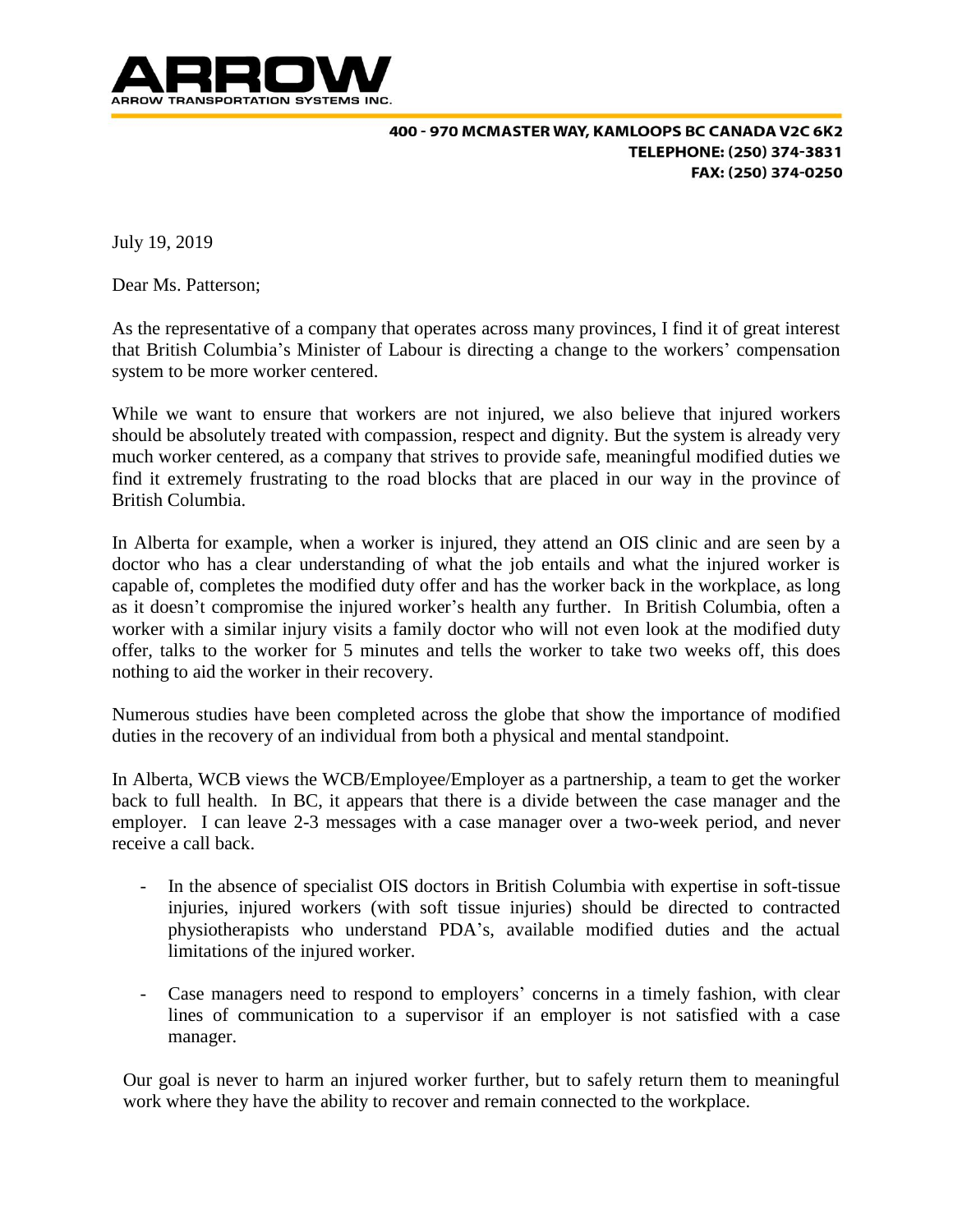**ARROW**
ARROW TRANSPORTATION SYSTEMS INC.

**400 - 970 MCMASTER WAY, KAMLOOPS BC CANADA V2C 6K2**
**TELEPHONE: (250) 374-3831**
**FAX: (250) 374-0250**

July 19, 2019

Dear Ms. Patterson;

As the representative of a company that operates across many provinces, I find it of great interest that British Columbia's Minister of Labour is directing a change to the workers' compensation system to be more worker centered.

While we want to ensure that workers are not injured, we also believe that injured workers should be absolutely treated with compassion, respect and dignity. But the system is already very much worker centered, as a company that strives to provide safe, meaningful modified duties we find it extremely frustrating to the road blocks that are placed in our way in the province of British Columbia.

In Alberta for example, when a worker is injured, they attend an OIS clinic and are seen by a doctor who has a clear understanding of what the job entails and what the injured worker is capable of, completes the modified duty offer and has the worker back in the workplace, as long as it doesn't compromise the injured worker's health any further. In British Columbia, often a worker with a similar injury visits a family doctor who will not even look at the modified duty offer, talks to the worker for 5 minutes and tells the worker to take two weeks off, this does nothing to aid the worker in their recovery.

Numerous studies have been completed across the globe that show the importance of modified duties in the recovery of an individual from both a physical and mental standpoint.

In Alberta, WCB views the WCB/Employee/Employer as a partnership, a team to get the worker back to full health. In BC, it appears that there is a divide between the case manager and the employer. I can leave 2-3 messages with a case manager over a two-week period, and never receive a call back.

- In the absence of specialist OIS doctors in British Columbia with expertise in soft-tissue injuries, injured workers (with soft tissue injuries) should be directed to contracted physiotherapists who understand PDA's, available modified duties and the actual limitations of the injured worker.

- Case managers need to respond to employers' concerns in a timely fashion, with clear lines of communication to a supervisor if an employer is not satisfied with a case manager.

Our goal is never to harm an injured worker further, but to safely return them to meaningful work where they have the ability to recover and remain connected to the workplace.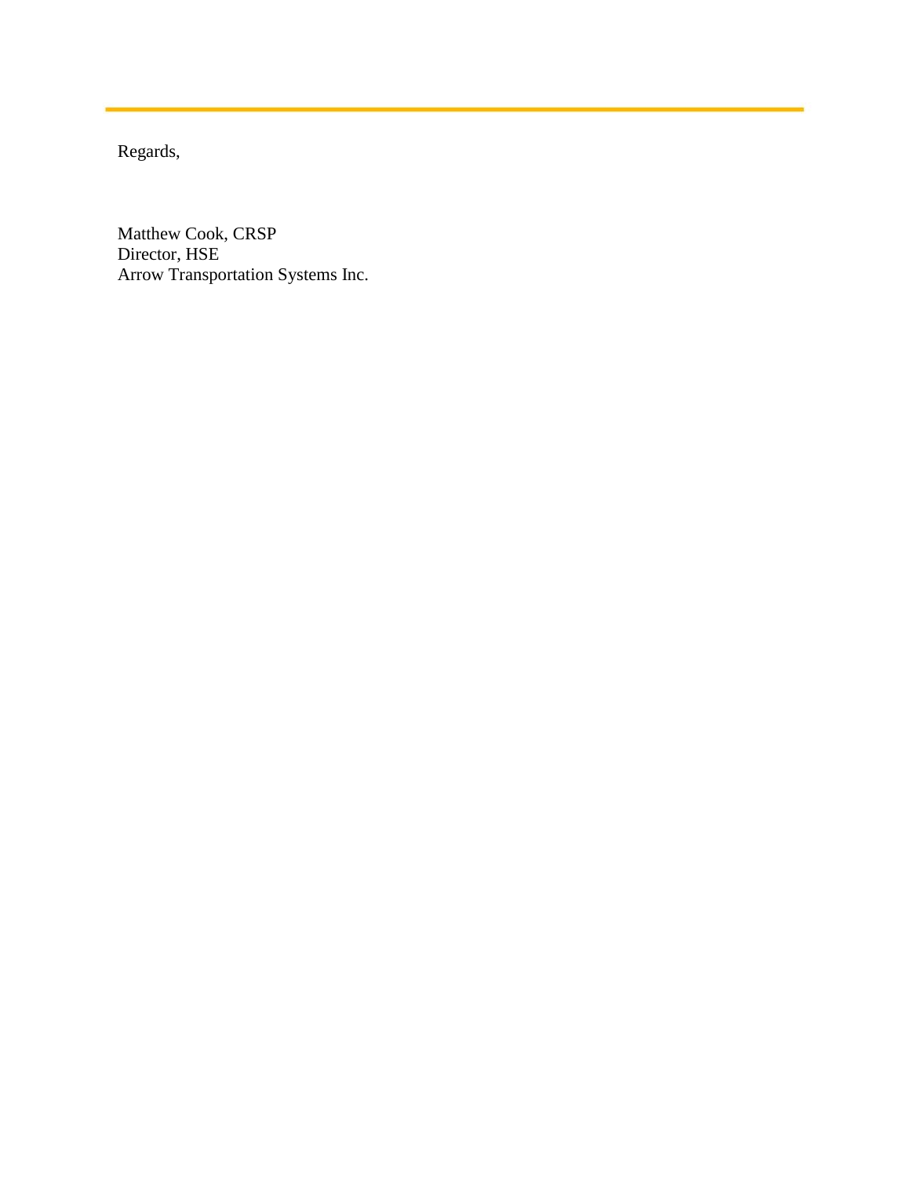Regards,

Matthew Cook, CRSP
Director, HSE
Arrow Transportation Systems Inc.